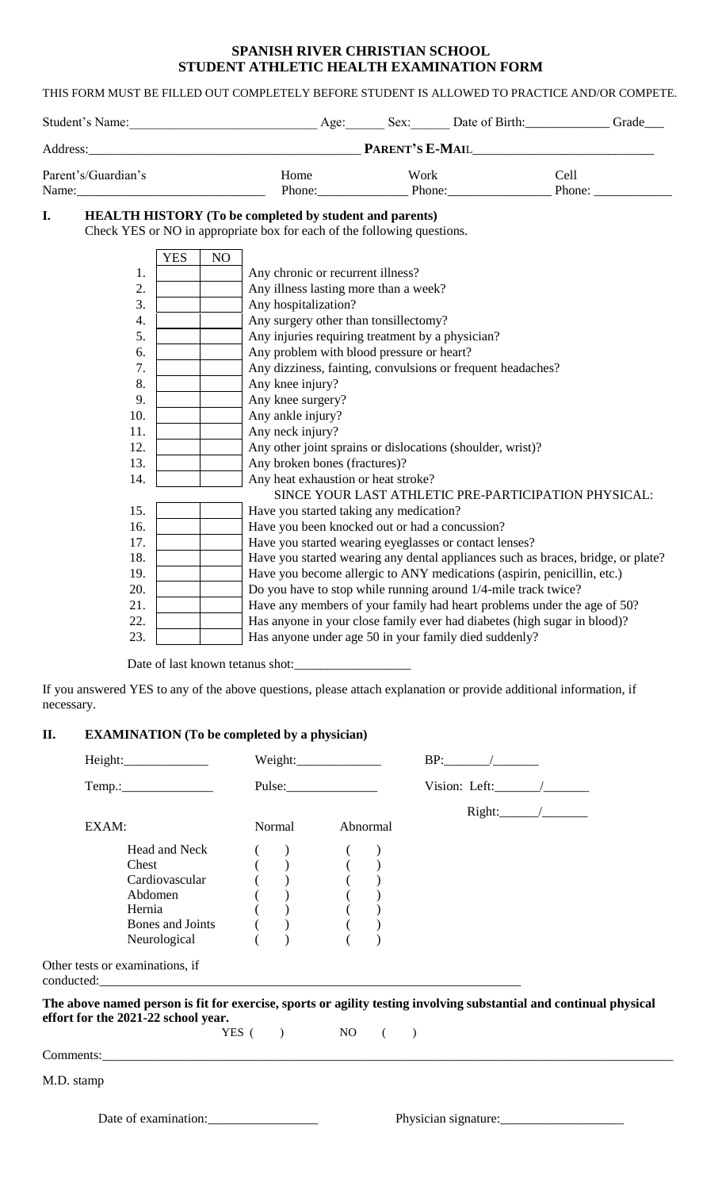# SPANISH RIVER CHRISTIAN SCHOOL
# STUDENT ATHLETIC HEALTH EXAMINATION FORM

THIS FORM MUST BE FILLED OUT COMPLETELY BEFORE STUDENT IS ALLOWED TO PRACTICE AND/OR COMPETE.

Student's Name:____________________________ Age:______ Sex:______ Date of Birth:_____________ Grade___

Address:_______________________________________ **PARENT'S E-MAIL**___________________________

Parent's/Guardian's Name:_____________________________ Home Phone:______________ Work Phone:________________ Cell Phone: ____________

## I. HEALTH HISTORY (To be completed by student and parents)

Check YES or NO in appropriate box for each of the following questions.

| | YES | NO | |
|---|---|---|---|
| 1. | | | Any chronic or recurrent illness? |
| 2. | | | Any illness lasting more than a week? |
| 3. | | | Any hospitalization? |
| 4. | | | Any surgery other than tonsillectomy? |
| 5. | | | Any injuries requiring treatment by a physician? |
| 6. | | | Any problem with blood pressure or heart? |
| 7. | | | Any dizziness, fainting, convulsions or frequent headaches? |
| 8. | | | Any knee injury? |
| 9. | | | Any knee surgery? |
| 10. | | | Any ankle injury? |
| 11. | | | Any neck injury? |
| 12. | | | Any other joint sprains or dislocations (shoulder, wrist)? |
| 13. | | | Any broken bones (fractures)? |
| 14. | | | Any heat exhaustion or heat stroke? |
| | | | SINCE YOUR LAST ATHLETIC PRE-PARTICIPATION PHYSICAL: |
| 15. | | | Have you started taking any medication? |
| 16. | | | Have you been knocked out or had a concussion? |
| 17. | | | Have you started wearing eyeglasses or contact lenses? |
| 18. | | | Have you started wearing any dental appliances such as braces, bridge, or plate? |
| 19. | | | Have you become allergic to ANY medications (aspirin, penicillin, etc.) |
| 20. | | | Do you have to stop while running around 1/4-mile track twice? |
| 21. | | | Have any members of your family had heart problems under the age of 50? |
| 22. | | | Has anyone in your close family ever had diabetes (high sugar in blood)? |
| 23. | | | Has anyone under age 50 in your family died suddenly? |

Date of last known tetanus shot:__________________

If you answered YES to any of the above questions, please attach explanation or provide additional information, if necessary.

## II. EXAMINATION (To be completed by a physician)

Height:_____________ Weight:_____________ BP:_______/_______

Temp.:______________ Pulse:______________ Vision: Left:_______/_______

Right:______/_______

| EXAM: | Normal | Abnormal |
|---|---|---|
| Head and Neck | ( ) | ( ) |
| Chest | ( ) | ( ) |
| Cardiovascular | ( ) | ( ) |
| Abdomen | ( ) | ( ) |
| Hernia | ( ) | ( ) |
| Bones and Joints | ( ) | ( ) |
| Neurological | ( ) | ( ) |

Other tests or examinations, if conducted:_____________________________________________________________

**The above named person is fit for exercise, sports or agility testing involving substantial and continual physical effort for the 2021-22 school year.**

YES ( ) NO ( )

Comments:____________________________________________________________________________________

M.D. stamp

Date of examination:_________________ Physician signature:___________________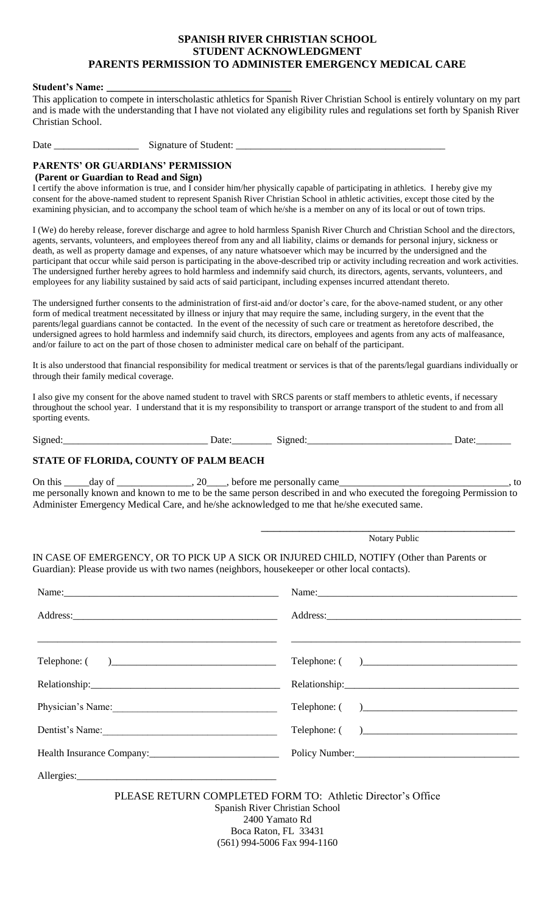# SPANISH RIVER CHRISTIAN SCHOOL
## STUDENT ACKNOWLEDGMENT
## PARENTS PERMISSION TO ADMINISTER EMERGENCY MEDICAL CARE

**Student's Name: ___________________________________**

This application to compete in interscholastic athletics for Spanish River Christian School is entirely voluntary on my part and is made with the understanding that I have not violated any eligibility rules and regulations set forth by Spanish River Christian School.

Date ________________ Signature of Student: ________________________________________

### PARENTS' OR GUARDIANS' PERMISSION
**(Parent or Guardian to Read and Sign)**

I certify the above information is true, and I consider him/her physically capable of participating in athletics. I hereby give my consent for the above-named student to represent Spanish River Christian School in athletic activities, except those cited by the examining physician, and to accompany the school team of which he/she is a member on any of its local or out of town trips.

I (We) do hereby release, forever discharge and agree to hold harmless Spanish River Church and Christian School and the directors, agents, servants, volunteers, and employees thereof from any and all liability, claims or demands for personal injury, sickness or death, as well as property damage and expenses, of any nature whatsoever which may be incurred by the undersigned and the participant that occur while said person is participating in the above-described trip or activity including recreation and work activities. The undersigned further hereby agrees to hold harmless and indemnify said church, its directors, agents, servants, volunteers, and employees for any liability sustained by said acts of said participant, including expenses incurred attendant thereto.

The undersigned further consents to the administration of first-aid and/or doctor's care, for the above-named student, or any other form of medical treatment necessitated by illness or injury that may require the same, including surgery, in the event that the parents/legal guardians cannot be contacted. In the event of the necessity of such care or treatment as heretofore described, the undersigned agrees to hold harmless and indemnify said church, its directors, employees and agents from any acts of malfeasance, and/or failure to act on the part of those chosen to administer medical care on behalf of the participant.

It is also understood that financial responsibility for medical treatment or services is that of the parents/legal guardians individually or through their family medical coverage.

I also give my consent for the above named student to travel with SRCS parents or staff members to athletic events, if necessary throughout the school year. I understand that it is my responsibility to transport or arrange transport of the student to and from all sporting events.

Signed:____________________________ Date:________ Signed:____________________________ Date:_______

### STATE OF FLORIDA, COUNTY OF PALM BEACH

On this _____day of _______________, 20____, before me personally came_________________________________, to me personally known and known to me to be the same person described in and who executed the foregoing Permission to Administer Emergency Medical Care, and he/she acknowledged to me that he/she executed same.

__________________________________________________

Notary Public

IN CASE OF EMERGENCY, OR TO PICK UP A SICK OR INJURED CHILD, NOTIFY (Other than Parents or Guardian): Please provide us with two names (neighbors, housekeeper or other local contacts).

| | |
|---|---|
| Name:___________________________________________ | Name:_________________________________________ |
| Address:________________________________________ | Address:_______________________________________ |
| _______________________________________________ | _____________________________________________ |
| Telephone: (    )_______________________________ | Telephone: (    )_____________________________ |
| Relationship:____________________________________ | Relationship:__________________________________ |
| Physician's Name:________________________________ | Telephone: (    )_____________________________ |
| Dentist's Name:__________________________________ | Telephone: (    )_____________________________ |
| Health Insurance Company:________________________ | Policy Number:________________________________ |
| Allergies:_______________________________________ | |

PLEASE RETURN COMPLETED FORM TO: Athletic Director's Office
Spanish River Christian School
2400 Yamato Rd
Boca Raton, FL 33431
(561) 994-5006 Fax 994-1160